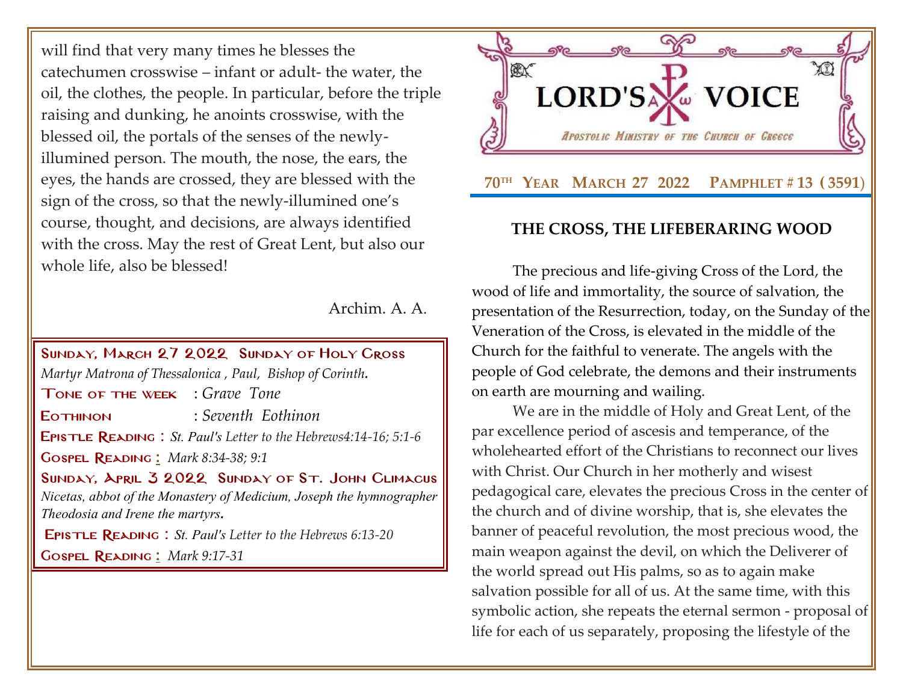will find that very many times he blesses the catechumen crosswise – infant or adult- the water, the oil, the clothes, the people. In particular, before the triple raising and dunking, he anoints crosswise, with the blessed oil, the portals of the senses of the newly-illumined person. The mouth, the nose, the ears, the eyes, the hands are crossed, they are blessed with the sign of the cross, so that the newly-illumined one's course, thought, and decisions, are always identified with the cross. May the rest of Great Lent, but also our whole life, also be blessed!

Archim. A. A.

**Sunday, March 27 2022 Sunday of Holy Cross**
*Martyr Matrona of Thessalonica , Paul, Bishop of Corinth.*
**Tone of the week** : *Grave Tone*
**Eothinon** : *Seventh Eothinon*
**Epistle Reading :** *St. Paul's Letter to the Hebrews4:14-16; 5:1-6*
**Gospel Reading :** *Mark 8:34-38; 9:1*

**Sunday, April 3 2022 Sunday of St. John Climacus**
*Nicetas, abbot of the Monastery of Medicium, Joseph the hymnographer Theodosia and Irene the martyrs.*
**Epistle Reading :** *St. Paul's Letter to the Hebrews 6:13-20*
**Gospel Reading :** *Mark 9:17-31*

# LORD'S VOICE

*Apostolic Ministry of the Church of Greece*

**70TH Year March 27 2022 Pamphlet # 13 (3591)**

## THE CROSS, THE LIFEBERARING WOOD

The precious and life-giving Cross of the Lord, the wood of life and immortality, the source of salvation, the presentation of the Resurrection, today, on the Sunday of the Veneration of the Cross, is elevated in the middle of the Church for the faithful to venerate. The angels with the people of God celebrate, the demons and their instruments on earth are mourning and wailing.

We are in the middle of Holy and Great Lent, of the par excellence period of ascesis and temperance, of the wholehearted effort of the Christians to reconnect our lives with Christ. Our Church in her motherly and wisest pedagogical care, elevates the precious Cross in the center of the church and of divine worship, that is, she elevates the banner of peaceful revolution, the most precious wood, the main weapon against the devil, on which the Deliverer of the world spread out His palms, so as to again make salvation possible for all of us. At the same time, with this symbolic action, she repeats the eternal sermon - proposal of life for each of us separately, proposing the lifestyle of the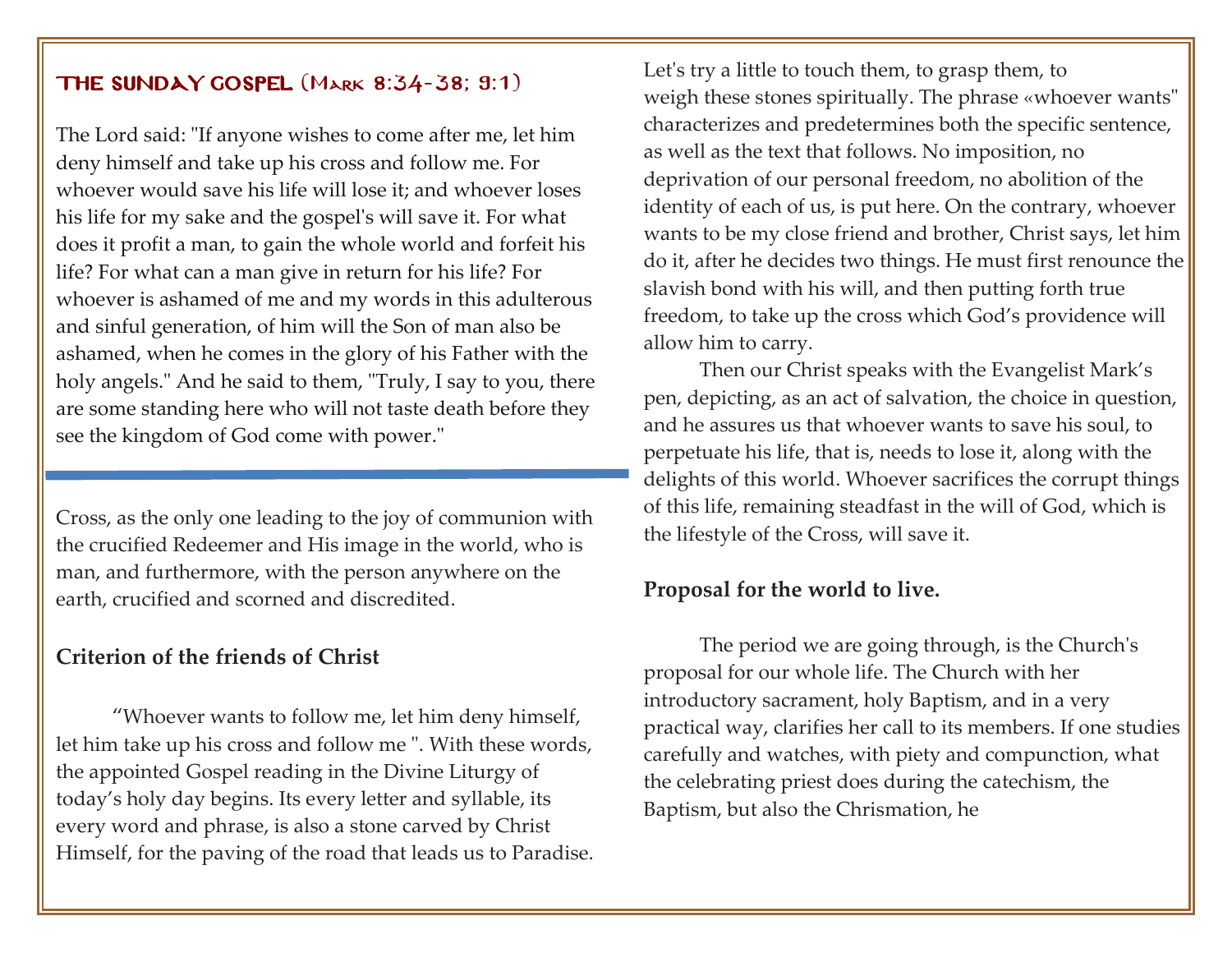## THE SUNDAY GOSPEL (Mark 8:34-38; 9:1)

The Lord said: "If anyone wishes to come after me, let him deny himself and take up his cross and follow me. For whoever would save his life will lose it; and whoever loses his life for my sake and the gospel's will save it. For what does it profit a man, to gain the whole world and forfeit his life? For what can a man give in return for his life? For whoever is ashamed of me and my words in this adulterous and sinful generation, of him will the Son of man also be ashamed, when he comes in the glory of his Father with the holy angels." And he said to them, "Truly, I say to you, there are some standing here who will not taste death before they see the kingdom of God come with power."

---

Cross, as the only one leading to the joy of communion with the crucified Redeemer and His image in the world, who is man, and furthermore, with the person anywhere on the earth, crucified and scorned and discredited.

### Criterion of the friends of Christ

"Whoever wants to follow me, let him deny himself, let him take up his cross and follow me ". With these words, the appointed Gospel reading in the Divine Liturgy of today's holy day begins. Its every letter and syllable, its every word and phrase, is also a stone carved by Christ Himself, for the paving of the road that leads us to Paradise. Let's try a little to touch them, to grasp them, to weigh these stones spiritually. The phrase «whoever wants" characterizes and predetermines both the specific sentence, as well as the text that follows. No imposition, no deprivation of our personal freedom, no abolition of the identity of each of us, is put here. On the contrary, whoever wants to be my close friend and brother, Christ says, let him do it, after he decides two things. He must first renounce the slavish bond with his will, and then putting forth true freedom, to take up the cross which God's providence will allow him to carry.

Then our Christ speaks with the Evangelist Mark's pen, depicting, as an act of salvation, the choice in question, and he assures us that whoever wants to save his soul, to perpetuate his life, that is, needs to lose it, along with the delights of this world. Whoever sacrifices the corrupt things of this life, remaining steadfast in the will of God, which is the lifestyle of the Cross, will save it.

### Proposal for the world to live.

The period we are going through, is the Church's proposal for our whole life. The Church with her introductory sacrament, holy Baptism, and in a very practical way, clarifies her call to its members. If one studies carefully and watches, with piety and compunction, what the celebrating priest does during the catechism, the Baptism, but also the Chrismation, he